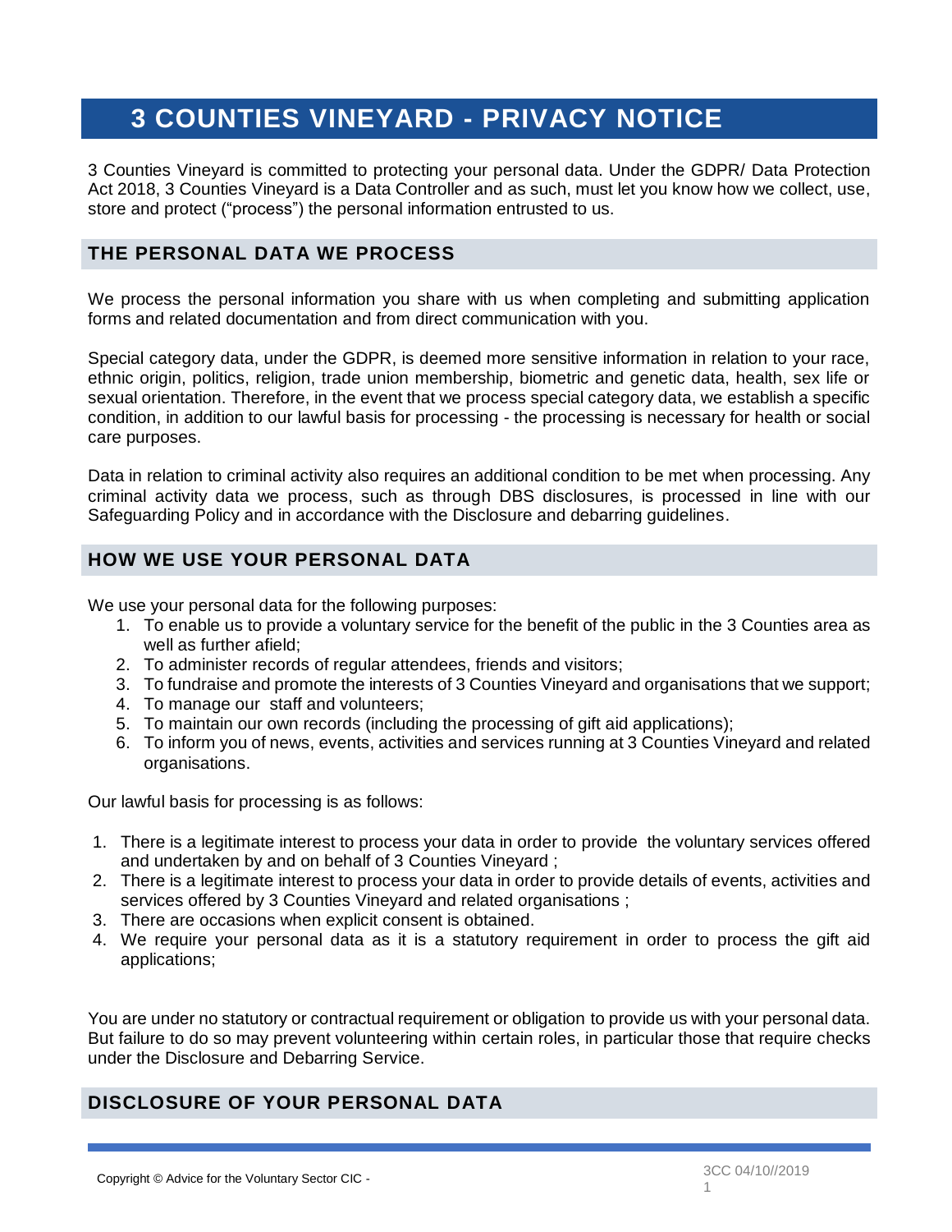# 3 COUNTIES VINEYARD - PRIVACY NOTICE

3 Counties Vineyard is committed to protecting your personal data. Under the GDPR/ Data Protection Act 2018, 3 Counties Vineyard is a Data Controller and as such, must let you know how we collect, use, store and protect ("process") the personal information entrusted to us.

## THE PERSONAL DATA WE PROCESS

We process the personal information you share with us when completing and submitting application forms and related documentation and from direct communication with you.

Special category data, under the GDPR, is deemed more sensitive information in relation to your race, ethnic origin, politics, religion, trade union membership, biometric and genetic data, health, sex life or sexual orientation. Therefore, in the event that we process special category data, we establish a specific condition, in addition to our lawful basis for processing - the processing is necessary for health or social care purposes.

Data in relation to criminal activity also requires an additional condition to be met when processing. Any criminal activity data we process, such as through DBS disclosures, is processed in line with our Safeguarding Policy and in accordance with the Disclosure and debarring guidelines.

## HOW WE USE YOUR PERSONAL DATA

We use your personal data for the following purposes:

1. To enable us to provide a voluntary service for the benefit of the public in the 3 Counties area as well as further afield;
2. To administer records of regular attendees, friends and visitors;
3. To fundraise and promote the interests of 3 Counties Vineyard and organisations that we support;
4. To manage our staff and volunteers;
5. To maintain our own records (including the processing of gift aid applications);
6. To inform you of news, events, activities and services running at 3 Counties Vineyard and related organisations.

Our lawful basis for processing is as follows:

1. There is a legitimate interest to process your data in order to provide the voluntary services offered and undertaken by and on behalf of 3 Counties Vineyard ;
2. There is a legitimate interest to process your data in order to provide details of events, activities and services offered by 3 Counties Vineyard and related organisations ;
3. There are occasions when explicit consent is obtained.
4. We require your personal data as it is a statutory requirement in order to process the gift aid applications;

You are under no statutory or contractual requirement or obligation to provide us with your personal data. But failure to do so may prevent volunteering within certain roles, in particular those that require checks under the Disclosure and Debarring Service.

## DISCLOSURE OF YOUR PERSONAL DATA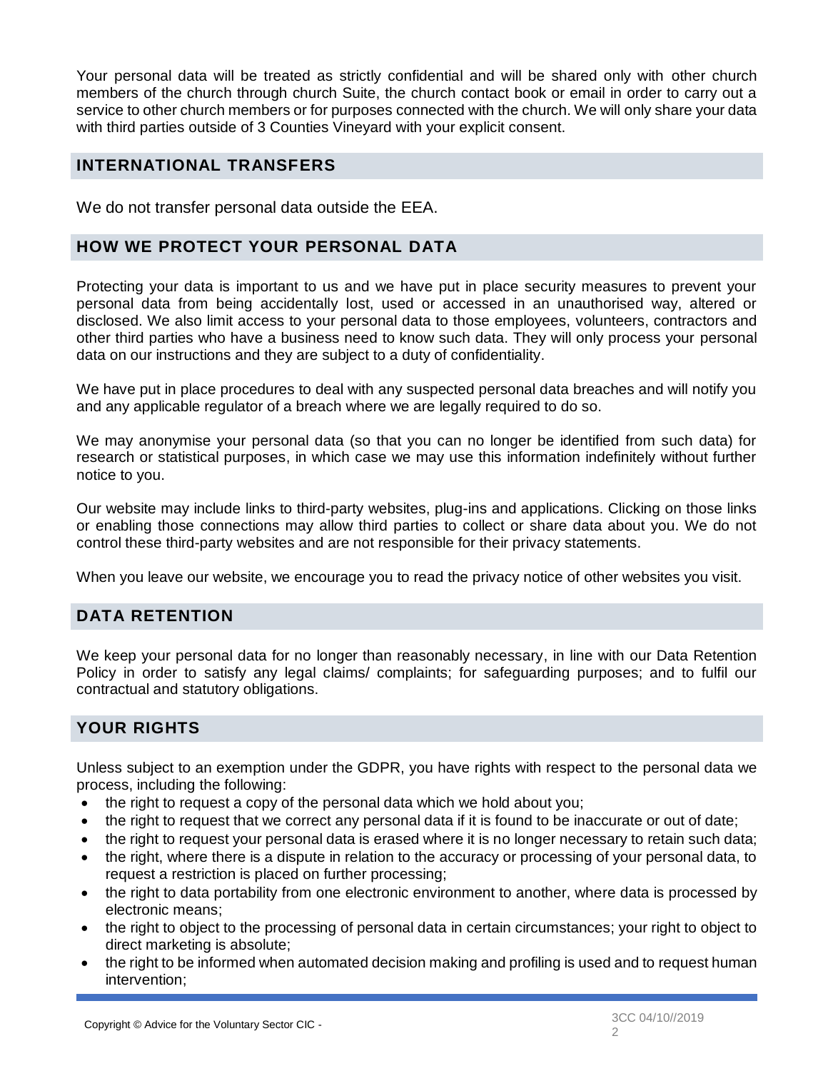Your personal data will be treated as strictly confidential and will be shared only with other church members of the church through church Suite, the church contact book or email in order to carry out a service to other church members or for purposes connected with the church. We will only share your data with third parties outside of 3 Counties Vineyard with your explicit consent.

## INTERNATIONAL TRANSFERS

We do not transfer personal data outside the EEA.

## HOW WE PROTECT YOUR PERSONAL DATA

Protecting your data is important to us and we have put in place security measures to prevent your personal data from being accidentally lost, used or accessed in an unauthorised way, altered or disclosed. We also limit access to your personal data to those employees, volunteers, contractors and other third parties who have a business need to know such data. They will only process your personal data on our instructions and they are subject to a duty of confidentiality.

We have put in place procedures to deal with any suspected personal data breaches and will notify you and any applicable regulator of a breach where we are legally required to do so.

We may anonymise your personal data (so that you can no longer be identified from such data) for research or statistical purposes, in which case we may use this information indefinitely without further notice to you.

Our website may include links to third-party websites, plug-ins and applications. Clicking on those links or enabling those connections may allow third parties to collect or share data about you. We do not control these third-party websites and are not responsible for their privacy statements.

When you leave our website, we encourage you to read the privacy notice of other websites you visit.

## DATA RETENTION

We keep your personal data for no longer than reasonably necessary, in line with our Data Retention Policy in order to satisfy any legal claims/ complaints; for safeguarding purposes; and to fulfil our contractual and statutory obligations.

## YOUR RIGHTS

Unless subject to an exemption under the GDPR, you have rights with respect to the personal data we process, including the following:

- the right to request a copy of the personal data which we hold about you;
- the right to request that we correct any personal data if it is found to be inaccurate or out of date;
- the right to request your personal data is erased where it is no longer necessary to retain such data;
- the right, where there is a dispute in relation to the accuracy or processing of your personal data, to request a restriction is placed on further processing;
- the right to data portability from one electronic environment to another, where data is processed by electronic means;
- the right to object to the processing of personal data in certain circumstances; your right to object to direct marketing is absolute;
- the right to be informed when automated decision making and profiling is used and to request human intervention;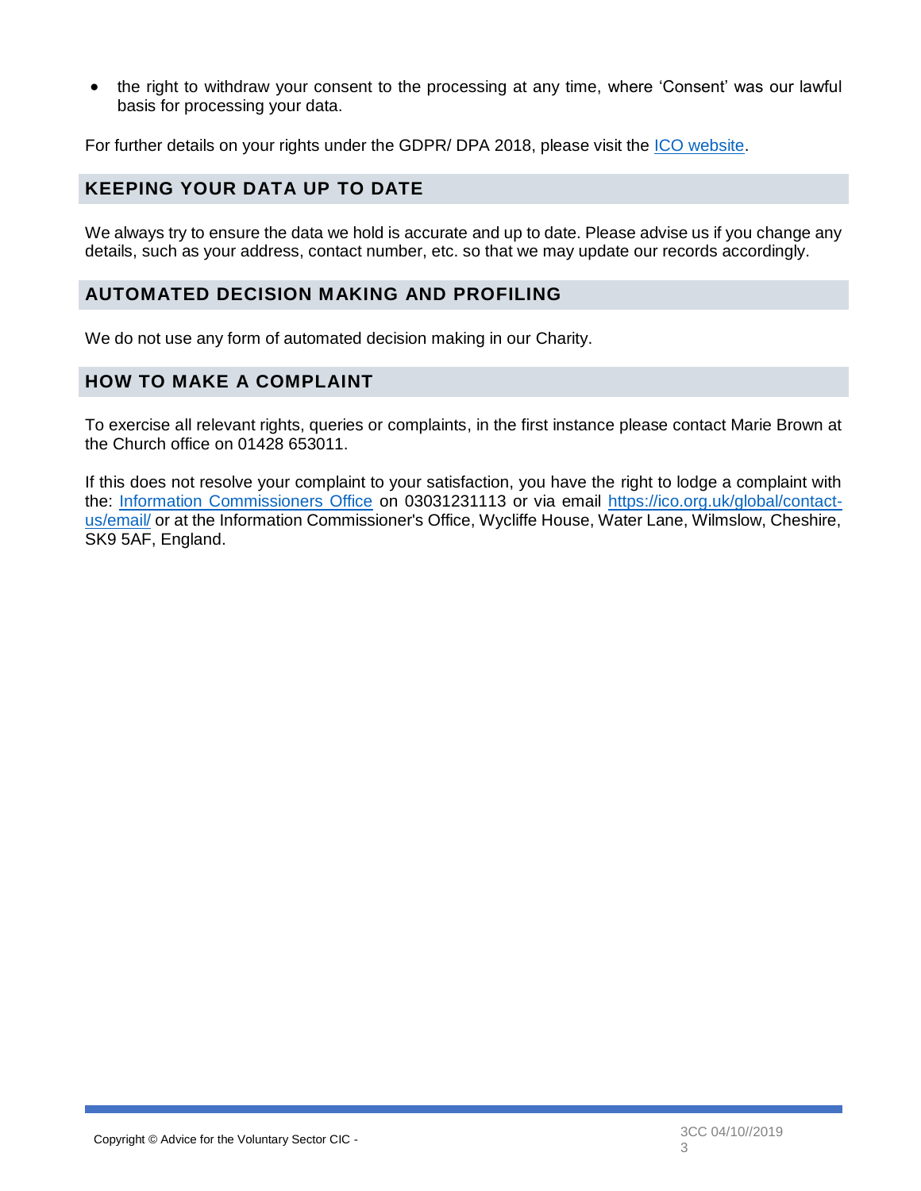- the right to withdraw your consent to the processing at any time, where 'Consent' was our lawful basis for processing your data.

For further details on your rights under the GDPR/ DPA 2018, please visit the ICO website.

## KEEPING YOUR DATA UP TO DATE

We always try to ensure the data we hold is accurate and up to date. Please advise us if you change any details, such as your address, contact number, etc. so that we may update our records accordingly.

## AUTOMATED DECISION MAKING AND PROFILING

We do not use any form of automated decision making in our Charity.

## HOW TO MAKE A COMPLAINT

To exercise all relevant rights, queries or complaints, in the first instance please contact Marie Brown at the Church office on 01428 653011.

If this does not resolve your complaint to your satisfaction, you have the right to lodge a complaint with the: Information Commissioners Office on 03031231113 or via email https://ico.org.uk/global/contact-us/email/ or at the Information Commissioner's Office, Wycliffe House, Water Lane, Wilmslow, Cheshire, SK9 5AF, England.

Copyright © Advice for the Voluntary Sector CIC - 3CC 04/10//2019